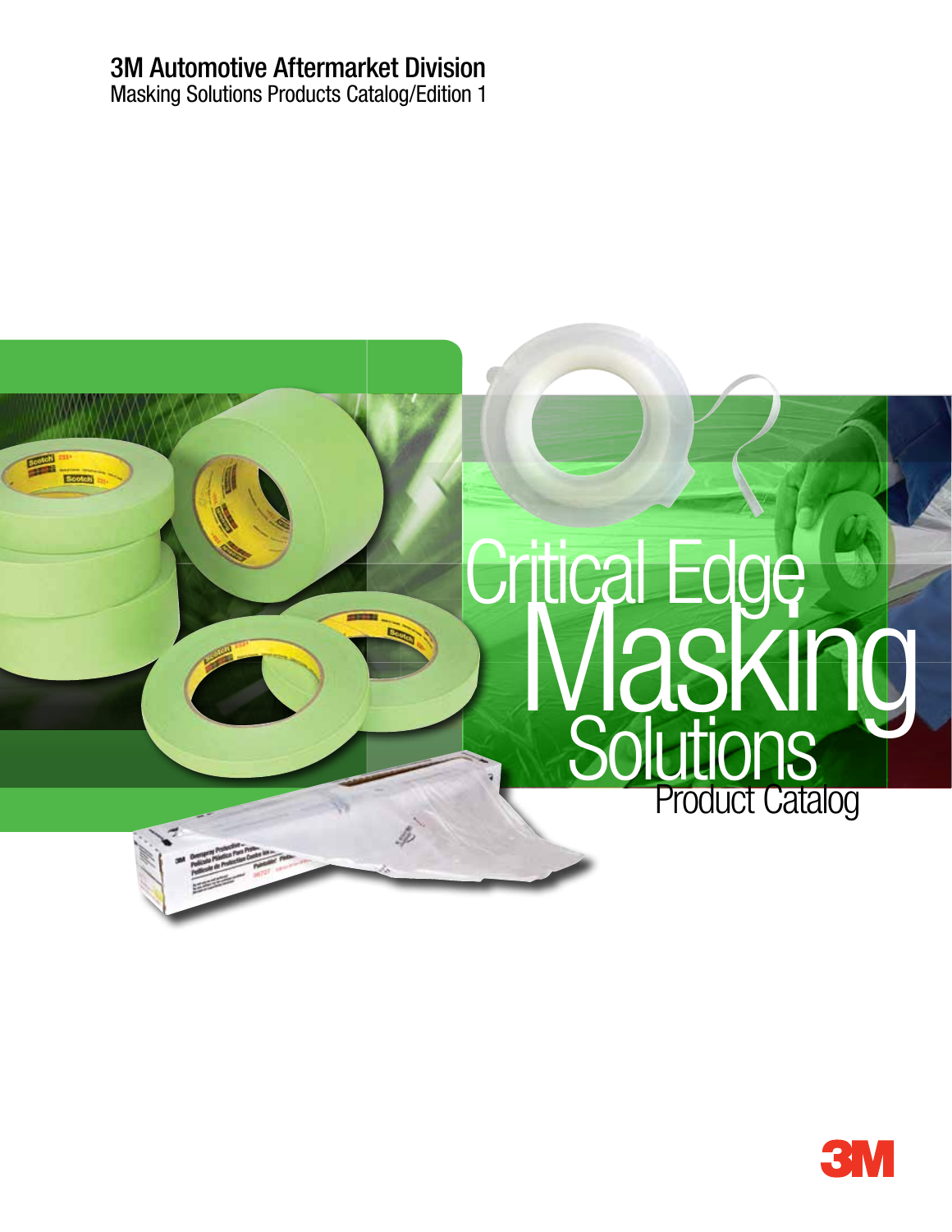**3M Automotive Aftermarket Division**
Masking Solutions Products Catalog/Edition 1

# Critical Edge Masking Solutions

Product Catalog

3M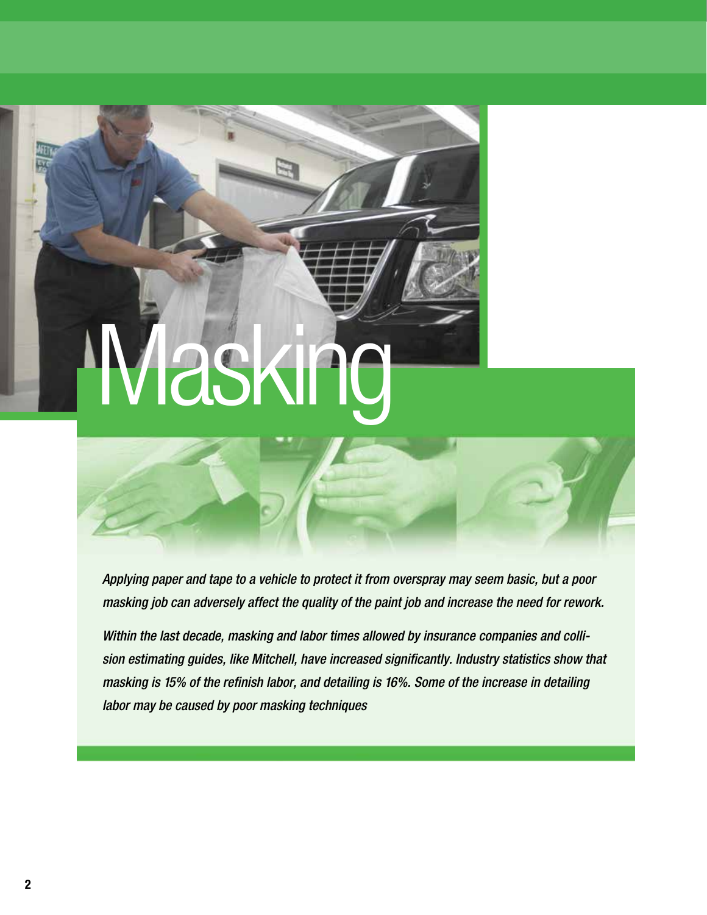# Masking

*Applying paper and tape to a vehicle to protect it from overspray may seem basic, but a poor masking job can adversely affect the quality of the paint job and increase the need for rework.*

*Within the last decade, masking and labor times allowed by insurance companies and collision estimating guides, like Mitchell, have increased significantly. Industry statistics show that masking is 15% of the refinish labor, and detailing is 16%. Some of the increase in detailing labor may be caused by poor masking techniques*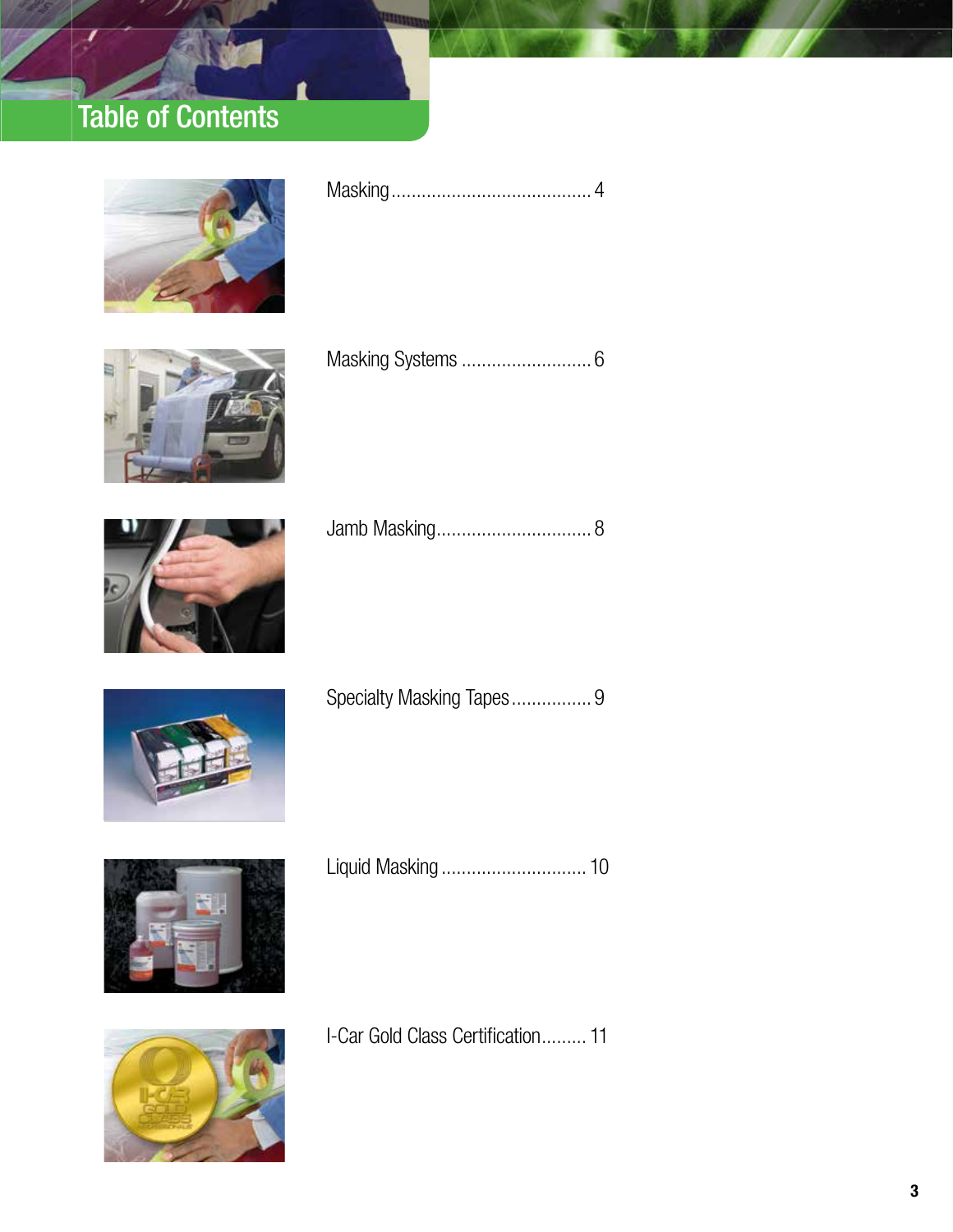# Table of Contents

Masking........................................ 4

Masking Systems .......................... 6

Jamb Masking............................... 8

Specialty Masking Tapes................ 9

Liquid Masking ............................. 10

I-Car Gold Class Certification......... 11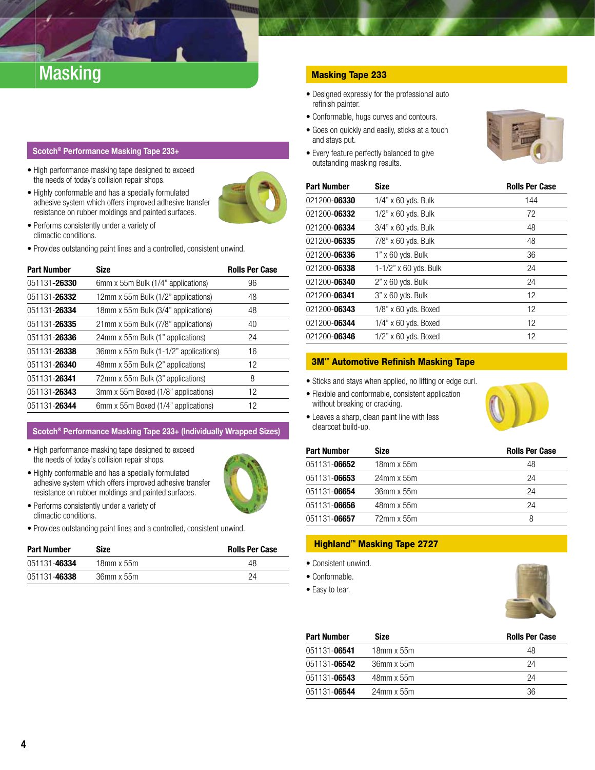# Masking

## Scotch® Performance Masking Tape 233+

- High performance masking tape designed to exceed the needs of today's collision repair shops.
- Highly conformable and has a specially formulated adhesive system which offers improved adhesive transfer resistance on rubber moldings and painted surfaces.
- Performs consistently under a variety of climactic conditions.
- Provides outstanding paint lines and a controlled, consistent unwind.

| Part Number | Size | Rolls Per Case |
|---|---|---|
| 051131-**26330** | 6mm x 55m Bulk (1/4" applications) | 96 |
| 051131-**26332** | 12mm x 55m Bulk (1/2" applications) | 48 |
| 051131-**26334** | 18mm x 55m Bulk (3/4" applications) | 48 |
| 051131-**26335** | 21mm x 55m Bulk (7/8" applications) | 40 |
| 051131-**26336** | 24mm x 55m Bulk (1" applications) | 24 |
| 051131-**26338** | 36mm x 55m Bulk (1-1/2" applications) | 16 |
| 051131-**26340** | 48mm x 55m Bulk (2" applications) | 12 |
| 051131-**26341** | 72mm x 55m Bulk (3" applications) | 8 |
| 051131-**26343** | 3mm x 55m Boxed (1/8" applications) | 12 |
| 051131-**26344** | 6mm x 55m Boxed (1/4" applications) | 12 |

## Scotch® Performance Masking Tape 233+ (Individually Wrapped Sizes)

- High performance masking tape designed to exceed the needs of today's collision repair shops.
- Highly conformable and has a specially formulated adhesive system which offers improved adhesive transfer resistance on rubber moldings and painted surfaces.
- Performs consistently under a variety of climactic conditions.
- Provides outstanding paint lines and a controlled, consistent unwind.

| Part Number | Size | Rolls Per Case |
|---|---|---|
| 051131-**46334** | 18mm x 55m | 48 |
| 051131-**46338** | 36mm x 55m | 24 |

## Masking Tape 233

- Designed expressly for the professional auto refinish painter.
- Conformable, hugs curves and contours.
- Goes on quickly and easily, sticks at a touch and stays put.
- Every feature perfectly balanced to give outstanding masking results.

| Part Number | Size | Rolls Per Case |
|---|---|---|
| 021200-**06330** | 1/4" x 60 yds. Bulk | 144 |
| 021200-**06332** | 1/2" x 60 yds. Bulk | 72 |
| 021200-**06334** | 3/4" x 60 yds. Bulk | 48 |
| 021200-**06335** | 7/8" x 60 yds. Bulk | 48 |
| 021200-**06336** | 1" x 60 yds. Bulk | 36 |
| 021200-**06338** | 1-1/2" x 60 yds. Bulk | 24 |
| 021200-**06340** | 2" x 60 yds. Bulk | 24 |
| 021200-**06341** | 3" x 60 yds. Bulk | 12 |
| 021200-**06343** | 1/8" x 60 yds. Boxed | 12 |
| 021200-**06344** | 1/4" x 60 yds. Boxed | 12 |
| 021200-**06346** | 1/2" x 60 yds. Boxed | 12 |

## 3M™ Automotive Refinish Masking Tape

- Sticks and stays when applied, no lifting or edge curl.
- Flexible and conformable, consistent application without breaking or cracking.
- Leaves a sharp, clean paint line with less clearcoat build-up.

| Part Number | Size | Rolls Per Case |
|---|---|---|
| 051131-**06652** | 18mm x 55m | 48 |
| 051131-**06653** | 24mm x 55m | 24 |
| 051131-**06654** | 36mm x 55m | 24 |
| 051131-**06656** | 48mm x 55m | 24 |
| 051131-**06657** | 72mm x 55m | 8 |

## Highland™ Masking Tape 2727

- Consistent unwind.
- Conformable.
- Easy to tear.

| Part Number | Size | Rolls Per Case |
|---|---|---|
| 051131-**06541** | 18mm x 55m | 48 |
| 051131-**06542** | 36mm x 55m | 24 |
| 051131-**06543** | 48mm x 55m | 24 |
| 051131-**06544** | 24mm x 55m | 36 |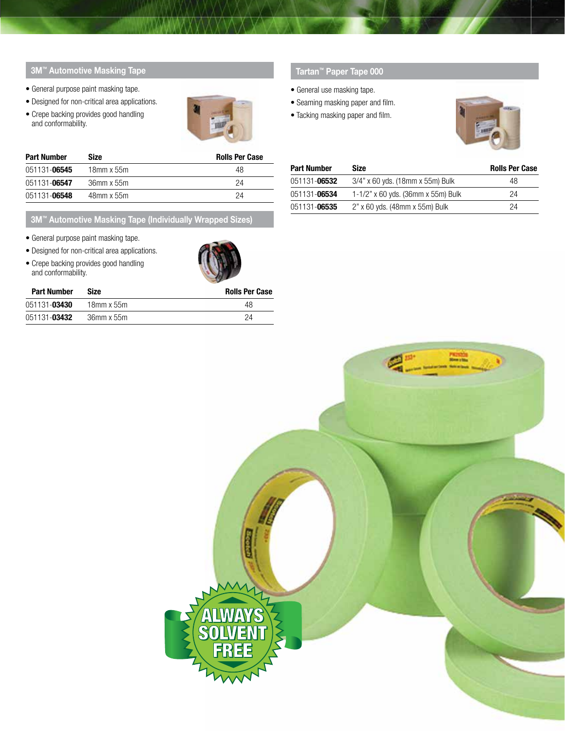## 3M™ Automotive Masking Tape

- General purpose paint masking tape.
- Designed for non-critical area applications.
- Crepe backing provides good handling and conformability.

| Part Number | Size | Rolls Per Case |
|---|---|---|
| 051131-**06545** | 18mm x 55m | 48 |
| 051131-**06547** | 36mm x 55m | 24 |
| 051131-**06548** | 48mm x 55m | 24 |

## 3M™ Automotive Masking Tape (Individually Wrapped Sizes)

- General purpose paint masking tape.
- Designed for non-critical area applications.
- Crepe backing provides good handling and conformability.

| Part Number | Size | Rolls Per Case |
|---|---|---|
| 051131-**03430** | 18mm x 55m | 48 |
| 051131-**03432** | 36mm x 55m | 24 |

## Tartan™ Paper Tape 000

- General use masking tape.
- Seaming masking paper and film.
- Tacking masking paper and film.

| Part Number | Size | Rolls Per Case |
|---|---|---|
| 051131-**06532** | 3/4" x 60 yds. (18mm x 55m) Bulk | 48 |
| 051131-**06534** | 1-1/2" x 60 yds. (36mm x 55m) Bulk | 24 |
| 051131-**06535** | 2" x 60 yds. (48mm x 55m) Bulk | 24 |

ALWAYS SOLVENT FREE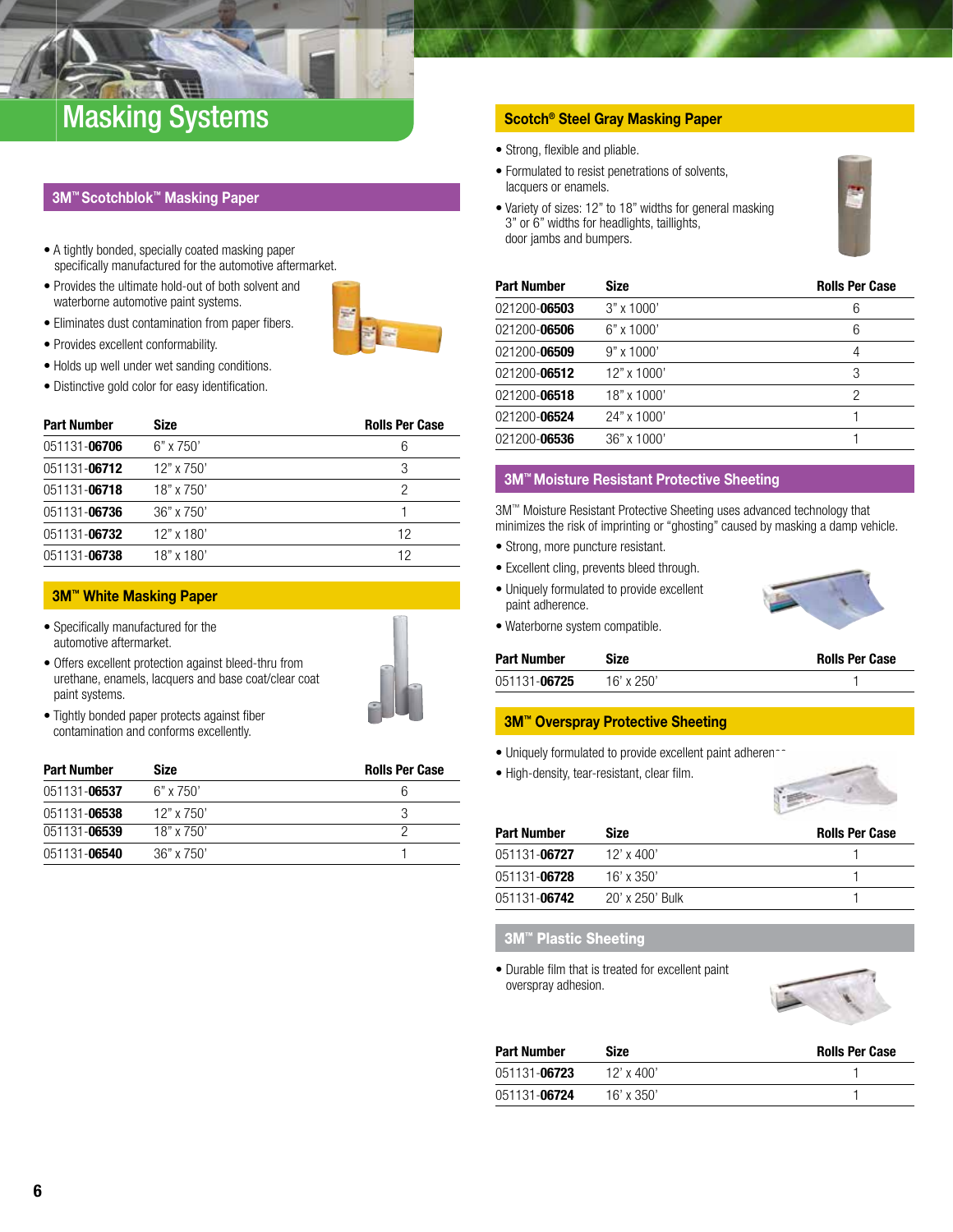# Masking Systems

## 3M™ Scotchblok™ Masking Paper

- A tightly bonded, specially coated masking paper specifically manufactured for the automotive aftermarket.
- Provides the ultimate hold-out of both solvent and waterborne automotive paint systems.
- Eliminates dust contamination from paper fibers.
- Provides excellent conformability.
- Holds up well under wet sanding conditions.
- Distinctive gold color for easy identification.

| Part Number | Size | Rolls Per Case |
|---|---|---|
| 051131-**06706** | 6" x 750' | 6 |
| 051131-**06712** | 12" x 750' | 3 |
| 051131-**06718** | 18" x 750' | 2 |
| 051131-**06736** | 36" x 750' | 1 |
| 051131-**06732** | 12" x 180' | 12 |
| 051131-**06738** | 18" x 180' | 12 |

## 3M™ White Masking Paper

- Specifically manufactured for the automotive aftermarket.
- Offers excellent protection against bleed-thru from urethane, enamels, lacquers and base coat/clear coat paint systems.
- Tightly bonded paper protects against fiber contamination and conforms excellently.

| Part Number | Size | Rolls Per Case |
|---|---|---|
| 051131-**06537** | 6" x 750' | 6 |
| 051131-**06538** | 12" x 750' | 3 |
| 051131-**06539** | 18" x 750' | 2 |
| 051131-**06540** | 36" x 750' | 1 |

## Scotch® Steel Gray Masking Paper

- Strong, flexible and pliable.
- Formulated to resist penetrations of solvents, lacquers or enamels.
- Variety of sizes: 12" to 18" widths for general masking 3" or 6" widths for headlights, taillights, door jambs and bumpers.

| Part Number | Size | Rolls Per Case |
|---|---|---|
| 021200-**06503** | 3" x 1000' | 6 |
| 021200-**06506** | 6" x 1000' | 6 |
| 021200-**06509** | 9" x 1000' | 4 |
| 021200-**06512** | 12" x 1000' | 3 |
| 021200-**06518** | 18" x 1000' | 2 |
| 021200-**06524** | 24" x 1000' | 1 |
| 021200-**06536** | 36" x 1000' | 1 |

## 3M™ Moisture Resistant Protective Sheeting

3M™ Moisture Resistant Protective Sheeting uses advanced technology that minimizes the risk of imprinting or "ghosting" caused by masking a damp vehicle.

- Strong, more puncture resistant.
- Excellent cling, prevents bleed through.
- Uniquely formulated to provide excellent paint adherence.
- Waterborne system compatible.

| Part Number | Size | Rolls Per Case |
|---|---|---|
| 051131-**06725** | 16' x 250' | 1 |

## 3M™ Overspray Protective Sheeting

- Uniquely formulated to provide excellent paint adherence.
- High-density, tear-resistant, clear film.

| Part Number | Size | Rolls Per Case |
|---|---|---|
| 051131-**06727** | 12' x 400' | 1 |
| 051131-**06728** | 16' x 350' | 1 |
| 051131-**06742** | 20' x 250' Bulk | 1 |

## 3M™ Plastic Sheeting

- Durable film that is treated for excellent paint overspray adhesion.

| Part Number | Size | Rolls Per Case |
|---|---|---|
| 051131-**06723** | 12' x 400' | 1 |
| 051131-**06724** | 16' x 350' | 1 |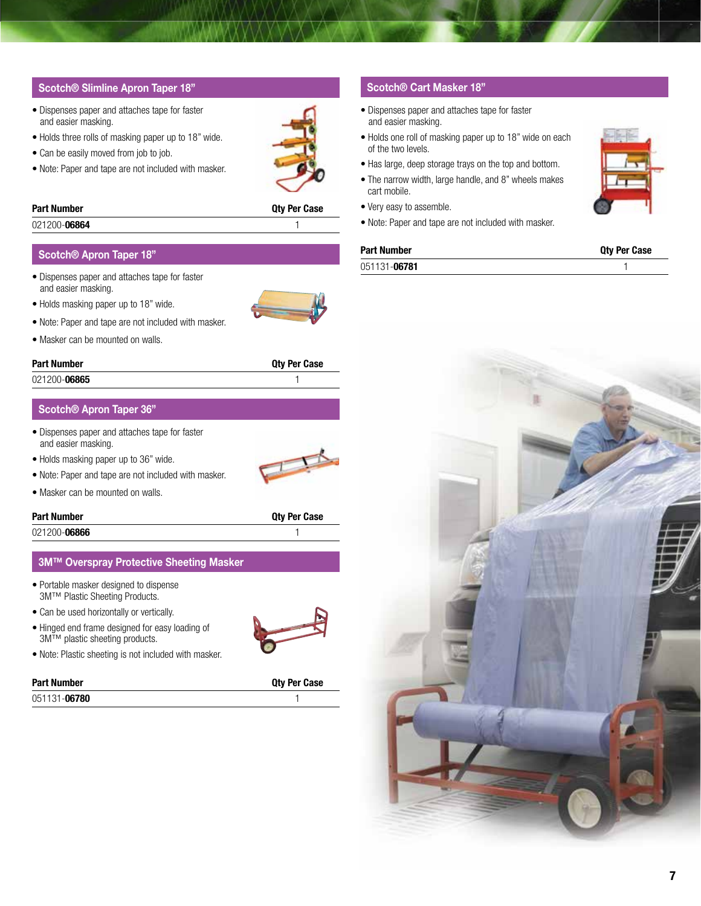## Scotch® Slimline Apron Taper 18"

- Dispenses paper and attaches tape for faster and easier masking.
- Holds three rolls of masking paper up to 18" wide.
- Can be easily moved from job to job.
- Note: Paper and tape are not included with masker.

| Part Number | Qty Per Case |
| --- | --- |
| 021200-**06864** | 1 |

## Scotch® Apron Taper 18"

- Dispenses paper and attaches tape for faster and easier masking.
- Holds masking paper up to 18" wide.
- Note: Paper and tape are not included with masker.
- Masker can be mounted on walls.

| Part Number | Qty Per Case |
| --- | --- |
| 021200-**06865** | 1 |

## Scotch® Apron Taper 36"

- Dispenses paper and attaches tape for faster and easier masking.
- Holds masking paper up to 36" wide.
- Note: Paper and tape are not included with masker.
- Masker can be mounted on walls.

| Part Number | Qty Per Case |
| --- | --- |
| 021200-**06866** | 1 |

## 3M™ Overspray Protective Sheeting Masker

- Portable masker designed to dispense 3M™ Plastic Sheeting Products.
- Can be used horizontally or vertically.
- Hinged end frame designed for easy loading of 3M™ plastic sheeting products.
- Note: Plastic sheeting is not included with masker.

| Part Number | Qty Per Case |
| --- | --- |
| 051131-**06780** | 1 |

## Scotch® Cart Masker 18"

- Dispenses paper and attaches tape for faster and easier masking.
- Holds one roll of masking paper up to 18" wide on each of the two levels.
- Has large, deep storage trays on the top and bottom.
- The narrow width, large handle, and 8" wheels makes cart mobile.
- Very easy to assemble.
- Note: Paper and tape are not included with masker.

| Part Number | Qty Per Case |
| --- | --- |
| 051131-**06781** | 1 |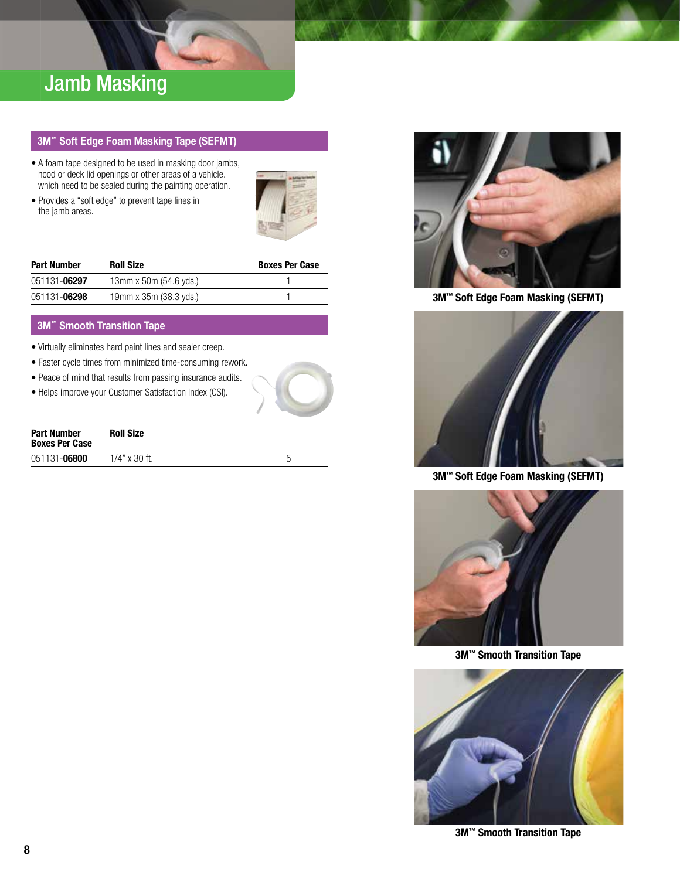# Jamb Masking

## 3M™ Soft Edge Foam Masking Tape (SEFMT)

- A foam tape designed to be used in masking door jambs, hood or deck lid openings or other areas of a vehicle. which need to be sealed during the painting operation.
- Provides a "soft edge" to prevent tape lines in the jamb areas.

| Part Number | Roll Size | Boxes Per Case |
|---|---|---|
| 051131-**06297** | 13mm x 50m (54.6 yds.) | 1 |
| 051131-**06298** | 19mm x 35m (38.3 yds.) | 1 |

## 3M™ Smooth Transition Tape

- Virtually eliminates hard paint lines and sealer creep.
- Faster cycle times from minimized time-consuming rework.
- Peace of mind that results from passing insurance audits.
- Helps improve your Customer Satisfaction Index (CSI).

| Part Number | Roll Size | Boxes Per Case |
|---|---|---|
| 051131-**06800** | 1/4" x 30 ft. | 5 |

3M™ Soft Edge Foam Masking (SEFMT)

3M™ Soft Edge Foam Masking (SEFMT)

3M™ Smooth Transition Tape

3M™ Smooth Transition Tape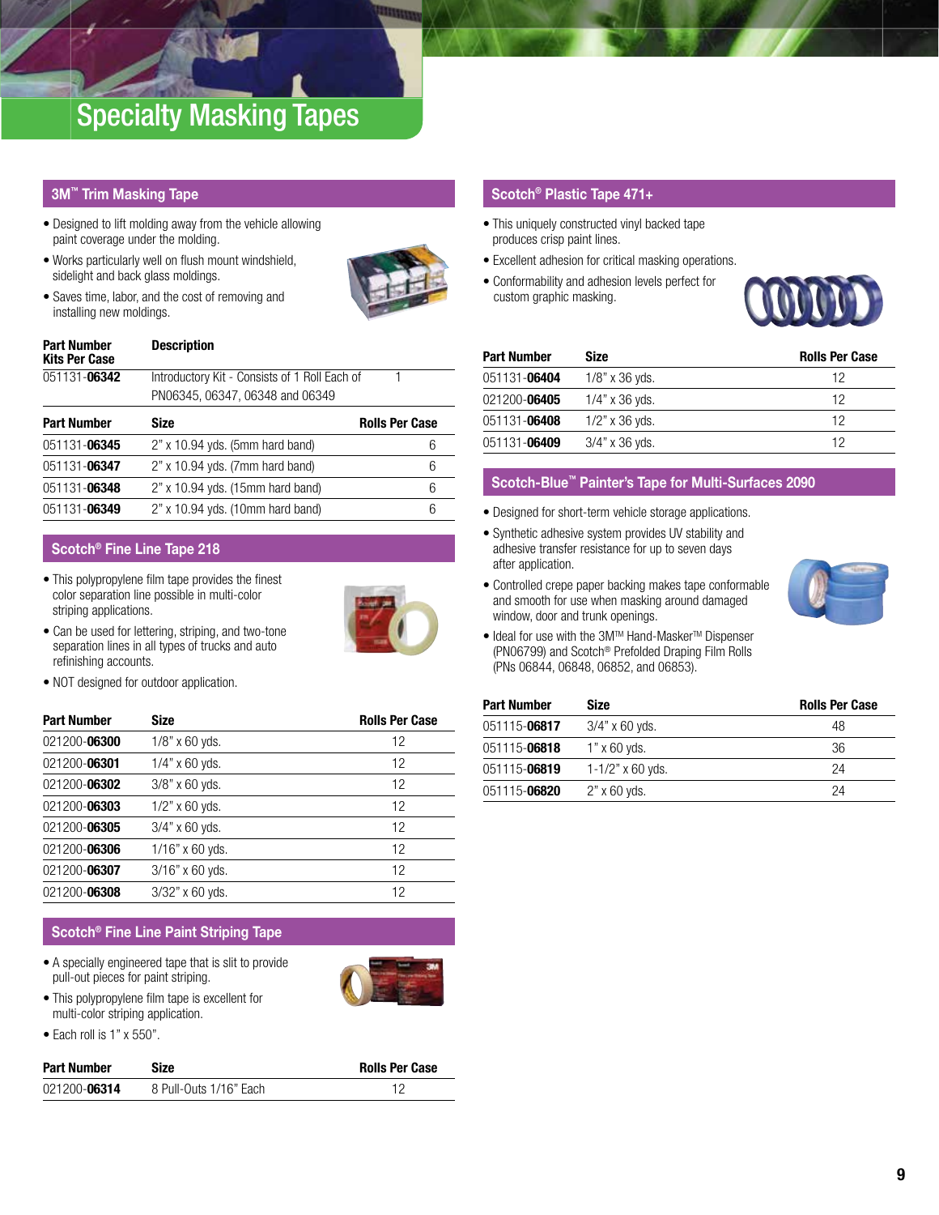# Specialty Masking Tapes

## 3M™ Trim Masking Tape

- Designed to lift molding away from the vehicle allowing paint coverage under the molding.
- Works particularly well on flush mount windshield, sidelight and back glass moldings.
- Saves time, labor, and the cost of removing and installing new moldings.

| Part Number | Description | Kits Per Case |
|---|---|---|
| 051131-**06342** | Introductory Kit - Consists of 1 Roll Each of PN06345, 06347, 06348 and 06349 | 1 |

| Part Number | Size | Rolls Per Case |
|---|---|---|
| 051131-**06345** | 2" x 10.94 yds. (5mm hard band) | 6 |
| 051131-**06347** | 2" x 10.94 yds. (7mm hard band) | 6 |
| 051131-**06348** | 2" x 10.94 yds. (15mm hard band) | 6 |
| 051131-**06349** | 2" x 10.94 yds. (10mm hard band) | 6 |

## Scotch® Fine Line Tape 218

- This polypropylene film tape provides the finest color separation line possible in multi-color striping applications.
- Can be used for lettering, striping, and two-tone separation lines in all types of trucks and auto refinishing accounts.
- NOT designed for outdoor application.

| Part Number | Size | Rolls Per Case |
|---|---|---|
| 021200-**06300** | 1/8" x 60 yds. | 12 |
| 021200-**06301** | 1/4" x 60 yds. | 12 |
| 021200-**06302** | 3/8" x 60 yds. | 12 |
| 021200-**06303** | 1/2" x 60 yds. | 12 |
| 021200-**06305** | 3/4" x 60 yds. | 12 |
| 021200-**06306** | 1/16" x 60 yds. | 12 |
| 021200-**06307** | 3/16" x 60 yds. | 12 |
| 021200-**06308** | 3/32" x 60 yds. | 12 |

## Scotch® Fine Line Paint Striping Tape

- A specially engineered tape that is slit to provide pull-out pieces for paint striping.
- This polypropylene film tape is excellent for multi-color striping application.
- Each roll is 1" x 550".

| Part Number | Size | Rolls Per Case |
|---|---|---|
| 021200-**06314** | 8 Pull-Outs 1/16" Each | 12 |

## Scotch® Plastic Tape 471+

- This uniquely constructed vinyl backed tape produces crisp paint lines.
- Excellent adhesion for critical masking operations.
- Conformability and adhesion levels perfect for custom graphic masking.

| Part Number | Size | Rolls Per Case |
|---|---|---|
| 051131-**06404** | 1/8" x 36 yds. | 12 |
| 021200-**06405** | 1/4" x 36 yds. | 12 |
| 051131-**06408** | 1/2" x 36 yds. | 12 |
| 051131-**06409** | 3/4" x 36 yds. | 12 |

## Scotch-Blue™ Painter's Tape for Multi-Surfaces 2090

- Designed for short-term vehicle storage applications.
- Synthetic adhesive system provides UV stability and adhesive transfer resistance for up to seven days after application.
- Controlled crepe paper backing makes tape conformable and smooth for use when masking around damaged window, door and trunk openings.
- Ideal for use with the 3M™ Hand-Masker™ Dispenser (PN06799) and Scotch® Prefolded Draping Film Rolls (PNs 06844, 06848, 06852, and 06853).

| Part Number | Size | Rolls Per Case |
|---|---|---|
| 051115-**06817** | 3/4" x 60 yds. | 48 |
| 051115-**06818** | 1" x 60 yds. | 36 |
| 051115-**06819** | 1-1/2" x 60 yds. | 24 |
| 051115-**06820** | 2" x 60 yds. | 24 |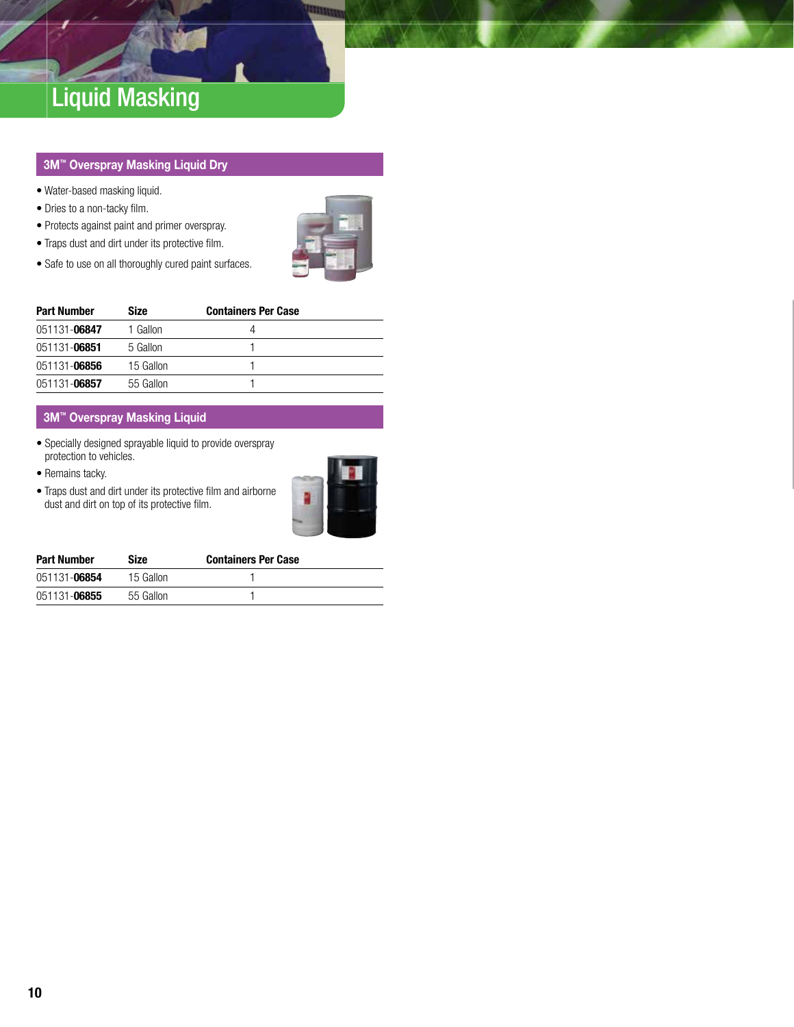# Liquid Masking

## 3M™ Overspray Masking Liquid Dry

- Water-based masking liquid.
- Dries to a non-tacky film.
- Protects against paint and primer overspray.
- Traps dust and dirt under its protective film.
- Safe to use on all thoroughly cured paint surfaces.

| Part Number | Size | Containers Per Case |
|---|---|---|
| 051131-**06847** | 1 Gallon | 4 |
| 051131-**06851** | 5 Gallon | 1 |
| 051131-**06856** | 15 Gallon | 1 |
| 051131-**06857** | 55 Gallon | 1 |

## 3M™ Overspray Masking Liquid

- Specially designed sprayable liquid to provide overspray protection to vehicles.
- Remains tacky.
- Traps dust and dirt under its protective film and airborne dust and dirt on top of its protective film.

| Part Number | Size | Containers Per Case |
|---|---|---|
| 051131-**06854** | 15 Gallon | 1 |
| 051131-**06855** | 55 Gallon | 1 |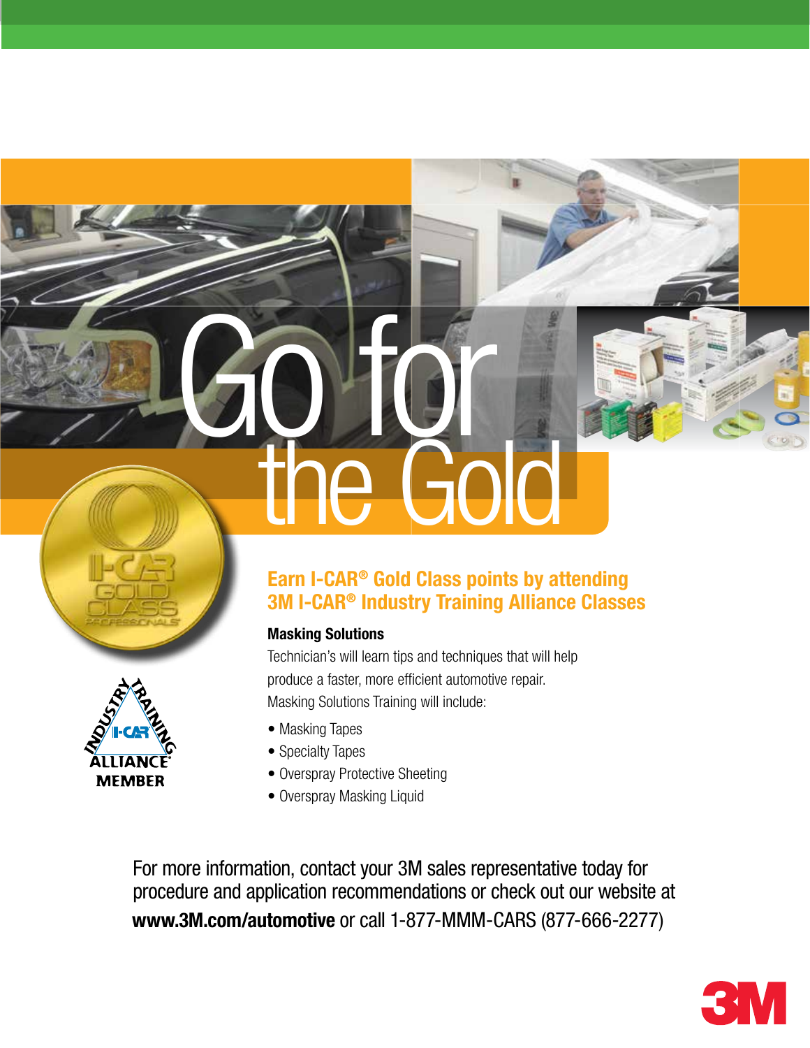# Go for the Gold

## Earn I-CAR® Gold Class points by attending 3M I-CAR® Industry Training Alliance Classes

**Masking Solutions**

Technician's will learn tips and techniques that will help produce a faster, more efficient automotive repair. Masking Solutions Training will include:

- Masking Tapes
- Specialty Tapes
- Overspray Protective Sheeting
- Overspray Masking Liquid

For more information, contact your 3M sales representative today for procedure and application recommendations or check out our website at **www.3M.com/automotive** or call 1-877-MMM-CARS (877-666-2277)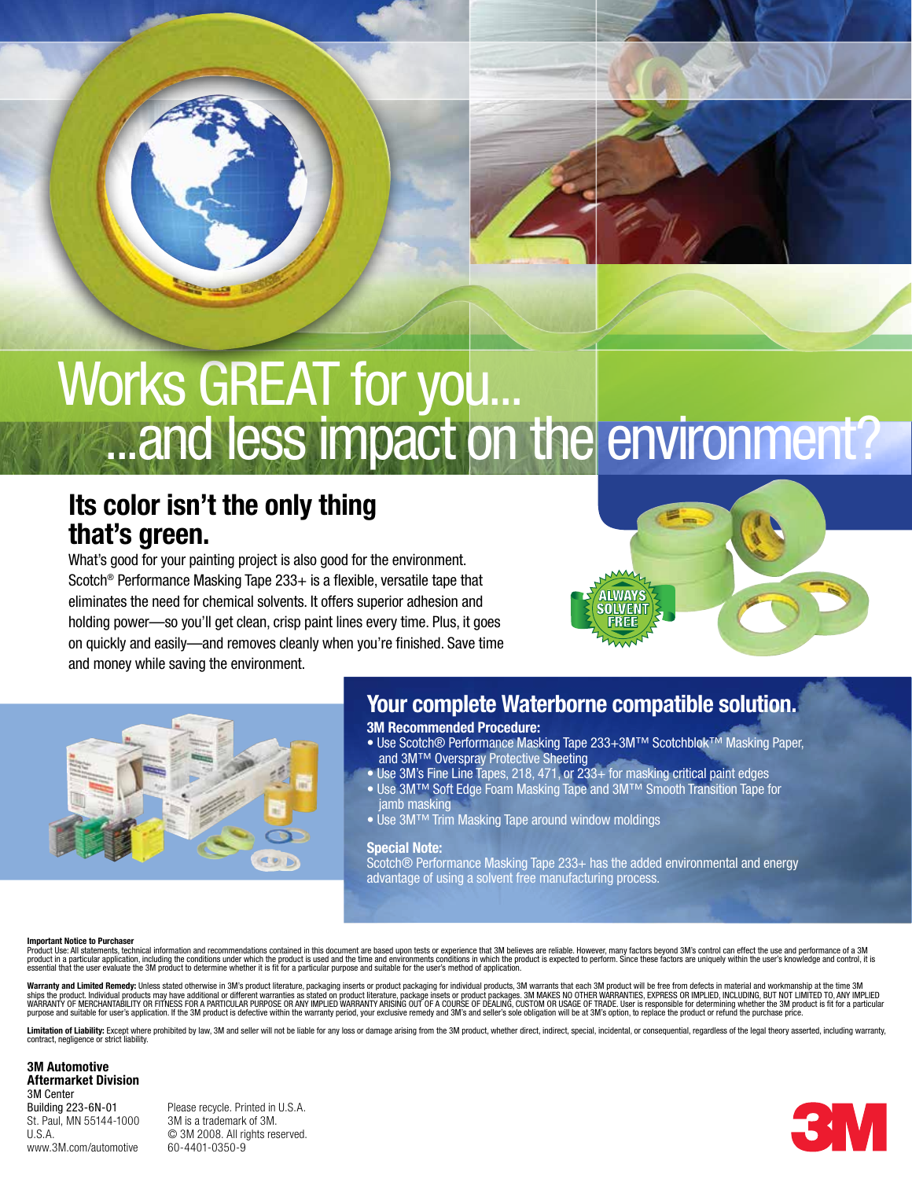# Works GREAT for you... ...and less impact on the environment?

## Its color isn't the only thing that's green.

What's good for your painting project is also good for the environment. Scotch® Performance Masking Tape 233+ is a flexible, versatile tape that eliminates the need for chemical solvents. It offers superior adhesion and holding power—so you'll get clean, crisp paint lines every time. Plus, it goes on quickly and easily—and removes cleanly when you're finished. Save time and money while saving the environment.

ALWAYS SOLVENT FREE

## Your complete Waterborne compatible solution.

**3M Recommended Procedure:**

- Use Scotch® Performance Masking Tape 233+3M™ Scotchblok™ Masking Paper, and 3M™ Overspray Protective Sheeting
- Use 3M's Fine Line Tapes, 218, 471, or 233+ for masking critical paint edges
- Use 3M™ Soft Edge Foam Masking Tape and 3M™ Smooth Transition Tape for jamb masking
- Use 3M™ Trim Masking Tape around window moldings

**Special Note:**

Scotch® Performance Masking Tape 233+ has the added environmental and energy advantage of using a solvent free manufacturing process.

**Important Notice to Purchaser**

Product Use: All statements, technical information and recommendations contained in this document are based upon tests or experience that 3M believes are reliable. However, many factors beyond 3M's control can effect the use and performance of a 3M product in a particular application, including the conditions under which the product is used and the time and environments conditions in which the product is expected to perform. Since these factors are uniquely within the user's knowledge and control, it is essential that the user evaluate the 3M product to determine whether it is fit for a particular purpose and suitable for the user's method of application.

**Warranty and Limited Remedy:** Unless stated otherwise in 3M's product literature, packaging inserts or product packaging for individual products, 3M warrants that each 3M product will be free from defects in material and workmanship at the time 3M ships the product. Individual products may have additional or different warranties as stated on product literature, package insets or product packages. 3M MAKES NO OTHER WARRANTIES, EXPRESS OR IMPLIED, INCLUDING, BUT NOT LIMITED TO, ANY IMPLIED WARRANTY OF MERCHANTABILITY OR FITNESS FOR A PARTICULAR PURPOSE OR ANY IMPLIED WARRANTY ARISING OUT OF A COURSE OF DEALING, CUSTOM OR USAGE OF TRADE. User is responsible for determining whether the 3M product is fit for a particular purpose and suitable for user's application. If the 3M product is defective within the warranty period, your exclusive remedy and 3M's and seller's sole obligation will be at 3M's option, to replace the product or refund the purchase price.

**Limitation of Liability:** Except where prohibited by law, 3M and seller will not be liable for any loss or damage arising from the 3M product, whether direct, indirect, special, incidental, or consequential, regardless of the legal theory asserted, including warranty, contract, negligence or strict liability.

**3M Automotive Aftermarket Division**
3M Center
Building 223-6N-01
St. Paul, MN 55144-1000
U.S.A.
www.3M.com/automotive

Please recycle. Printed in U.S.A.
3M is a trademark of 3M.
© 3M 2008. All rights reserved.
60-4401-0350-9

3M